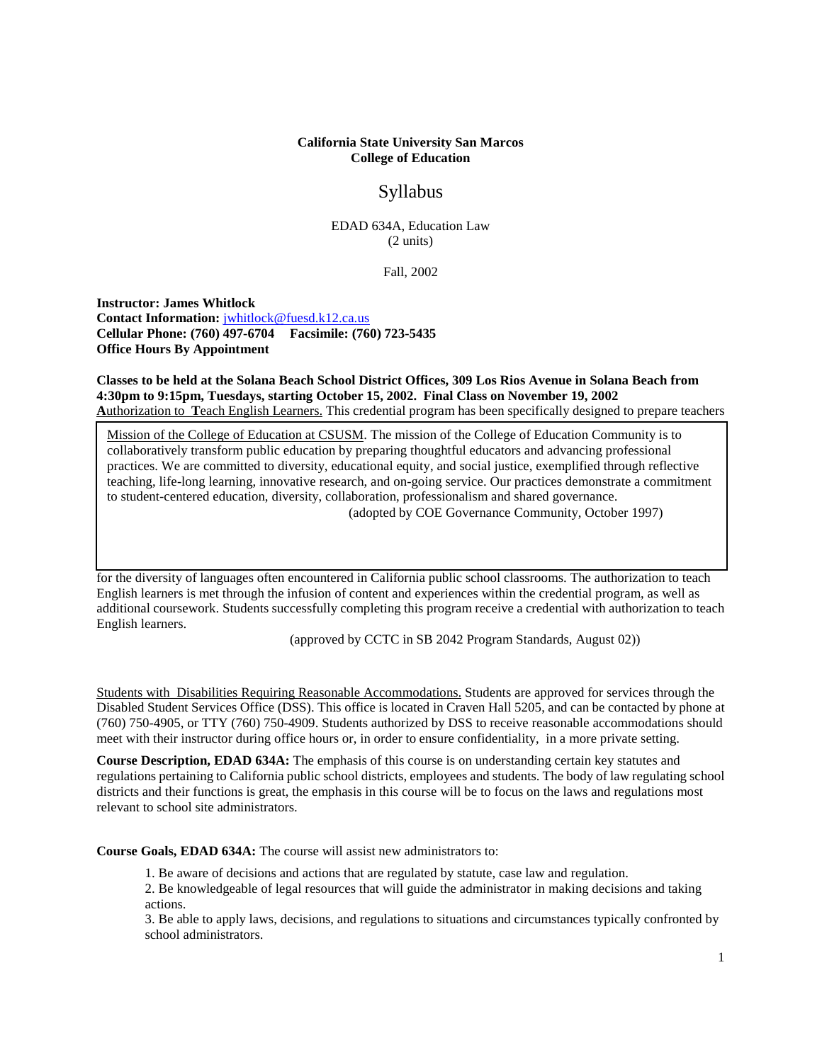**California State University San Marcos**
**College of Education**

# Syllabus

EDAD 634A, Education Law
(2 units)

Fall, 2002

**Instructor: James Whitlock**
**Contact Information:** jwhitlock@fuesd.k12.ca.us
**Cellular Phone: (760) 497-6704  Facsimile: (760) 723-5435**
**Office Hours By Appointment**

**Classes to be held at the Solana Beach School District Offices, 309 Los Rios Avenue in Solana Beach from 4:30pm to 9:15pm, Tuesdays, starting October 15, 2002. Final Class on November 19, 2002**

Mission of the College of Education at CSUSM. The mission of the College of Education Community is to collaboratively transform public education by preparing thoughtful educators and advancing professional practices. We are committed to diversity, educational equity, and social justice, exemplified through reflective teaching, life-long learning, innovative research, and on-going service. Our practices demonstrate a commitment to student-centered education, diversity, collaboration, professionalism and shared governance.
(adopted by COE Governance Community, October 1997)

**A**uthorization to **T**each English Learners. This credential program has been specifically designed to prepare teachers for the diversity of languages often encountered in California public school classrooms. The authorization to teach English learners is met through the infusion of content and experiences within the credential program, as well as additional coursework. Students successfully completing this program receive a credential with authorization to teach English learners.
(approved by CCTC in SB 2042 Program Standards, August 02))

Students with Disabilities Requiring Reasonable Accommodations. Students are approved for services through the Disabled Student Services Office (DSS). This office is located in Craven Hall 5205, and can be contacted by phone at (760) 750-4905, or TTY (760) 750-4909. Students authorized by DSS to receive reasonable accommodations should meet with their instructor during office hours or, in order to ensure confidentiality, in a more private setting.

**Course Description, EDAD 634A:** The emphasis of this course is on understanding certain key statutes and regulations pertaining to California public school districts, employees and students. The body of law regulating school districts and their functions is great, the emphasis in this course will be to focus on the laws and regulations most relevant to school site administrators.

**Course Goals, EDAD 634A:** The course will assist new administrators to:

1. Be aware of decisions and actions that are regulated by statute, case law and regulation.
2. Be knowledgeable of legal resources that will guide the administrator in making decisions and taking actions.
3. Be able to apply laws, decisions, and regulations to situations and circumstances typically confronted by school administrators.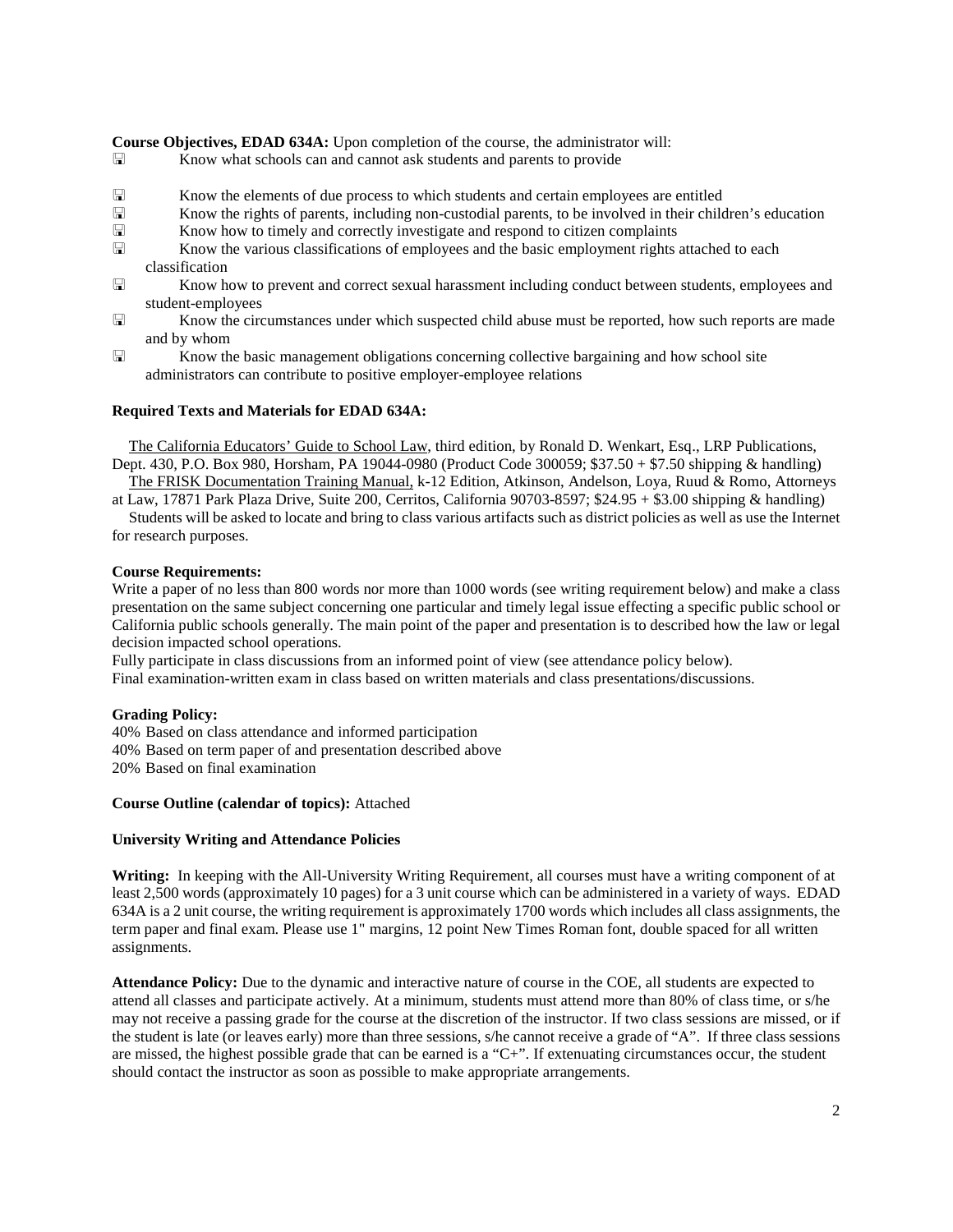**Course Objectives, EDAD 634A:** Upon completion of the course, the administrator will:

- Know what schools can and cannot ask students and parents to provide
- Know the elements of due process to which students and certain employees are entitled
- Know the rights of parents, including non-custodial parents, to be involved in their children's education
- Know how to timely and correctly investigate and respond to citizen complaints
- Know the various classifications of employees and the basic employment rights attached to each classification
- Know how to prevent and correct sexual harassment including conduct between students, employees and student-employees
- Know the circumstances under which suspected child abuse must be reported, how such reports are made and by whom
- Know the basic management obligations concerning collective bargaining and how school site administrators can contribute to positive employer-employee relations

**Required Texts and Materials for EDAD 634A:**

The California Educators' Guide to School Law, third edition, by Ronald D. Wenkart, Esq., LRP Publications, Dept. 430, P.O. Box 980, Horsham, PA 19044-0980 (Product Code 300059; $37.50 + $7.50 shipping & handling)

The FRISK Documentation Training Manual, k-12 Edition, Atkinson, Andelson, Loya, Ruud & Romo, Attorneys at Law, 17871 Park Plaza Drive, Suite 200, Cerritos, California 90703-8597; $24.95 + $3.00 shipping & handling)

Students will be asked to locate and bring to class various artifacts such as district policies as well as use the Internet for research purposes.

**Course Requirements:**

Write a paper of no less than 800 words nor more than 1000 words (see writing requirement below) and make a class presentation on the same subject concerning one particular and timely legal issue effecting a specific public school or California public schools generally. The main point of the paper and presentation is to described how the law or legal decision impacted school operations.

Fully participate in class discussions from an informed point of view (see attendance policy below).

Final examination-written exam in class based on written materials and class presentations/discussions.

**Grading Policy:**

40% Based on class attendance and informed participation
40% Based on term paper of and presentation described above
20% Based on final examination

**Course Outline (calendar of topics):** Attached

**University Writing and Attendance Policies**

**Writing:** In keeping with the All-University Writing Requirement, all courses must have a writing component of at least 2,500 words (approximately 10 pages) for a 3 unit course which can be administered in a variety of ways. EDAD 634A is a 2 unit course, the writing requirement is approximately 1700 words which includes all class assignments, the term paper and final exam. Please use 1" margins, 12 point New Times Roman font, double spaced for all written assignments.

**Attendance Policy:** Due to the dynamic and interactive nature of course in the COE, all students are expected to attend all classes and participate actively. At a minimum, students must attend more than 80% of class time, or s/he may not receive a passing grade for the course at the discretion of the instructor. If two class sessions are missed, or if the student is late (or leaves early) more than three sessions, s/he cannot receive a grade of "A". If three class sessions are missed, the highest possible grade that can be earned is a "C+". If extenuating circumstances occur, the student should contact the instructor as soon as possible to make appropriate arrangements.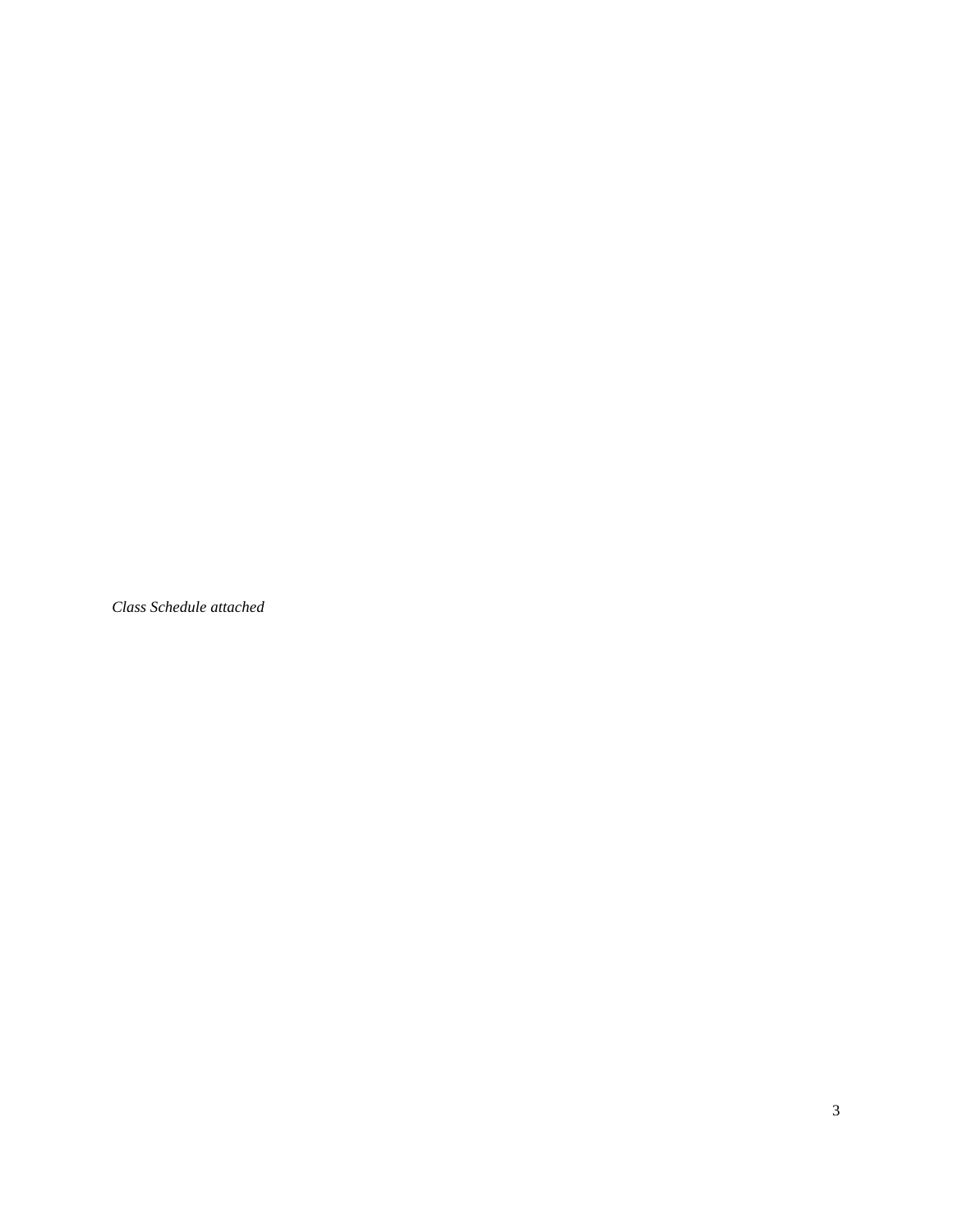*Class Schedule attached*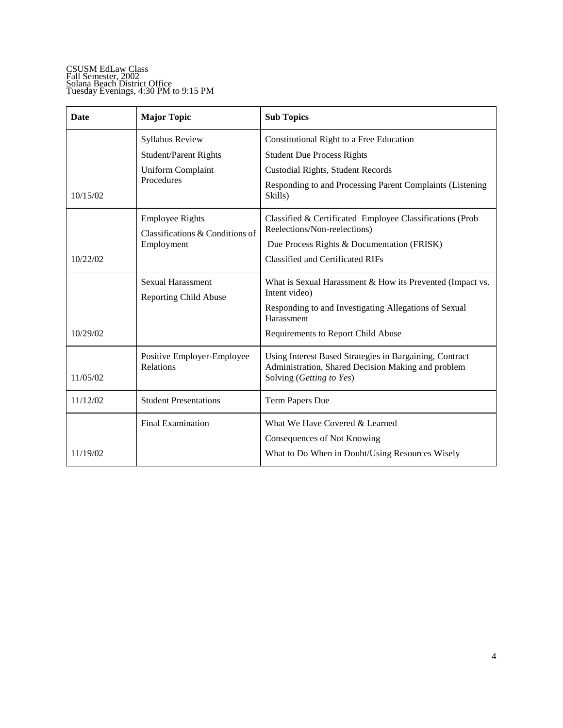CSUSM EdLaw Class
Fall Semester, 2002
Solana Beach District Office
Tuesday Evenings, 4:30 PM to 9:15 PM

| **Date** | **Major Topic** | **Sub Topics** |
|---|---|---|
| 10/15/02 | Syllabus Review<br>Student/Parent Rights<br>Uniform Complaint Procedures | Constitutional Right to a Free Education<br>Student Due Process Rights<br>Custodial Rights, Student Records<br>Responding to and Processing Parent Complaints (Listening Skills) |
| 10/22/02 | Employee Rights<br>Classifications & Conditions of Employment | Classified & Certificated Employee Classifications (Prob Reelections/Non-reelections)<br>Due Process Rights & Documentation (FRISK)<br>Classified and Certificated RIFs |
| 10/29/02 | Sexual Harassment<br>Reporting Child Abuse | What is Sexual Harassment & How its Prevented (Impact vs. Intent video)<br>Responding to and Investigating Allegations of Sexual Harassment<br>Requirements to Report Child Abuse |
| 11/05/02 | Positive Employer-Employee Relations | Using Interest Based Strategies in Bargaining, Contract Administration, Shared Decision Making and problem Solving (*Getting to Yes*) |
| 11/12/02 | Student Presentations | Term Papers Due |
| 11/19/02 | Final Examination | What We Have Covered & Learned<br>Consequences of Not Knowing<br>What to Do When in Doubt/Using Resources Wisely |